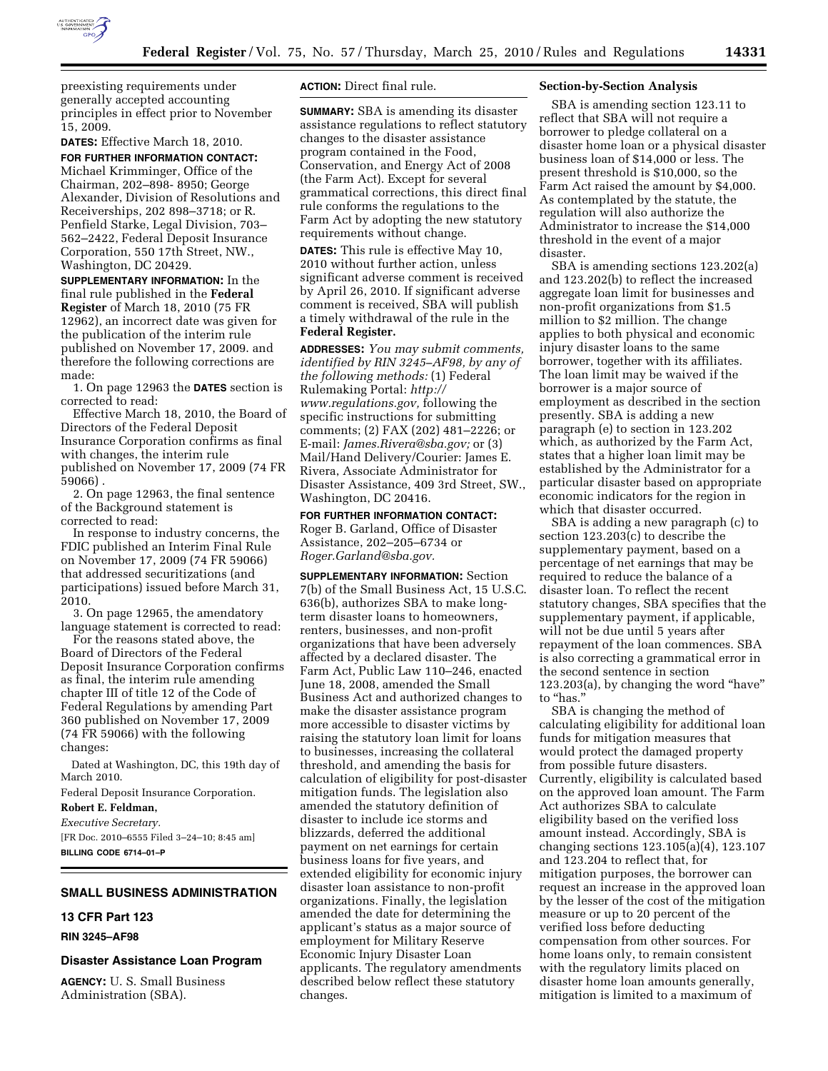preexisting requirements under generally accepted accounting principles in effect prior to November 15, 2009.

**DATES:** Effective March 18, 2010.

**FOR FURTHER INFORMATION CONTACT:** Michael Krimminger, Office of the Chairman, 202–898- 8950; George Alexander, Division of Resolutions and Receiverships, 202 898–3718; or R. Penfield Starke, Legal Division, 703–562–2422, Federal Deposit Insurance Corporation, 550 17th Street, NW., Washington, DC 20429.

**SUPPLEMENTARY INFORMATION:** In the final rule published in the **Federal Register** of March 18, 2010 (75 FR 12962), an incorrect date was given for the publication of the interim rule published on November 17, 2009. and therefore the following corrections are made:

1. On page 12963 the **DATES** section is corrected to read:

Effective March 18, 2010, the Board of Directors of the Federal Deposit Insurance Corporation confirms as final with changes, the interim rule published on November 17, 2009 (74 FR 59066) .

2. On page 12963, the final sentence of the Background statement is corrected to read:

In response to industry concerns, the FDIC published an Interim Final Rule on November 17, 2009 (74 FR 59066) that addressed securitizations (and participations) issued before March 31, 2010.

3. On page 12965, the amendatory language statement is corrected to read:

For the reasons stated above, the Board of Directors of the Federal Deposit Insurance Corporation confirms as final, the interim rule amending chapter III of title 12 of the Code of Federal Regulations by amending Part 360 published on November 17, 2009 (74 FR 59066) with the following changes:

Dated at Washington, DC, this 19th day of March 2010.

Federal Deposit Insurance Corporation.

**Robert E. Feldman,**

*Executive Secretary.*

[FR Doc. 2010–6555 Filed 3–24–10; 8:45 am]

**BILLING CODE 6714–01–P**

## SMALL BUSINESS ADMINISTRATION

## 13 CFR Part 123

## RIN 3245–AF98

## Disaster Assistance Loan Program

**AGENCY:** U. S. Small Business Administration (SBA).

**ACTION:** Direct final rule.

**SUMMARY:** SBA is amending its disaster assistance regulations to reflect statutory changes to the disaster assistance program contained in the Food, Conservation, and Energy Act of 2008 (the Farm Act). Except for several grammatical corrections, this direct final rule conforms the regulations to the Farm Act by adopting the new statutory requirements without change.

**DATES:** This rule is effective May 10, 2010 without further action, unless significant adverse comment is received by April 26, 2010. If significant adverse comment is received, SBA will publish a timely withdrawal of the rule in the **Federal Register.**

**ADDRESSES:** *You may submit comments, identified by RIN 3245–AF98, by any of the following methods:* (1) Federal Rulemaking Portal: *http://www.regulations.gov,* following the specific instructions for submitting comments; (2) FAX (202) 481–2226; or E-mail: *James.Rivera@sba.gov;* or (3) Mail/Hand Delivery/Courier: James E. Rivera, Associate Administrator for Disaster Assistance, 409 3rd Street, SW., Washington, DC 20416.

**FOR FURTHER INFORMATION CONTACT:** Roger B. Garland, Office of Disaster Assistance, 202–205–6734 or *Roger.Garland@sba.gov.*

**SUPPLEMENTARY INFORMATION:** Section 7(b) of the Small Business Act, 15 U.S.C. 636(b), authorizes SBA to make long-term disaster loans to homeowners, renters, businesses, and non-profit organizations that have been adversely affected by a declared disaster. The Farm Act, Public Law 110–246, enacted June 18, 2008, amended the Small Business Act and authorized changes to make the disaster assistance program more accessible to disaster victims by raising the statutory loan limit for loans to businesses, increasing the collateral threshold, and amending the basis for calculation of eligibility for post-disaster mitigation funds. The legislation also amended the statutory definition of disaster to include ice storms and blizzards, deferred the additional payment on net earnings for certain business loans for five years, and extended eligibility for economic injury disaster loan assistance to non-profit organizations. Finally, the legislation amended the date for determining the applicant's status as a major source of employment for Military Reserve Economic Injury Disaster Loan applicants. The regulatory amendments described below reflect these statutory changes.

**Section-by-Section Analysis**

SBA is amending section 123.11 to reflect that SBA will not require a borrower to pledge collateral on a disaster home loan or a physical disaster business loan of $14,000 or less. The present threshold is $10,000, so the Farm Act raised the amount by $4,000. As contemplated by the statute, the regulation will also authorize the Administrator to increase the $14,000 threshold in the event of a major disaster.

SBA is amending sections 123.202(a) and 123.202(b) to reflect the increased aggregate loan limit for businesses and non-profit organizations from $1.5 million to $2 million. The change applies to both physical and economic injury disaster loans to the same borrower, together with its affiliates. The loan limit may be waived if the borrower is a major source of employment as described in the section presently. SBA is adding a new paragraph (e) to section in 123.202 which, as authorized by the Farm Act, states that a higher loan limit may be established by the Administrator for a particular disaster based on appropriate economic indicators for the region in which that disaster occurred.

SBA is adding a new paragraph (c) to section 123.203(c) to describe the supplementary payment, based on a percentage of net earnings that may be required to reduce the balance of a disaster loan. To reflect the recent statutory changes, SBA specifies that the supplementary payment, if applicable, will not be due until 5 years after repayment of the loan commences. SBA is also correcting a grammatical error in the second sentence in section 123.203(a), by changing the word "have" to "has."

SBA is changing the method of calculating eligibility for additional loan funds for mitigation measures that would protect the damaged property from possible future disasters. Currently, eligibility is calculated based on the approved loan amount. The Farm Act authorizes SBA to calculate eligibility based on the verified loss amount instead. Accordingly, SBA is changing sections 123.105(a)(4), 123.107 and 123.204 to reflect that, for mitigation purposes, the borrower can request an increase in the approved loan by the lesser of the cost of the mitigation measure or up to 20 percent of the verified loss before deducting compensation from other sources. For home loans only, to remain consistent with the regulatory limits placed on disaster home loan amounts generally, mitigation is limited to a maximum of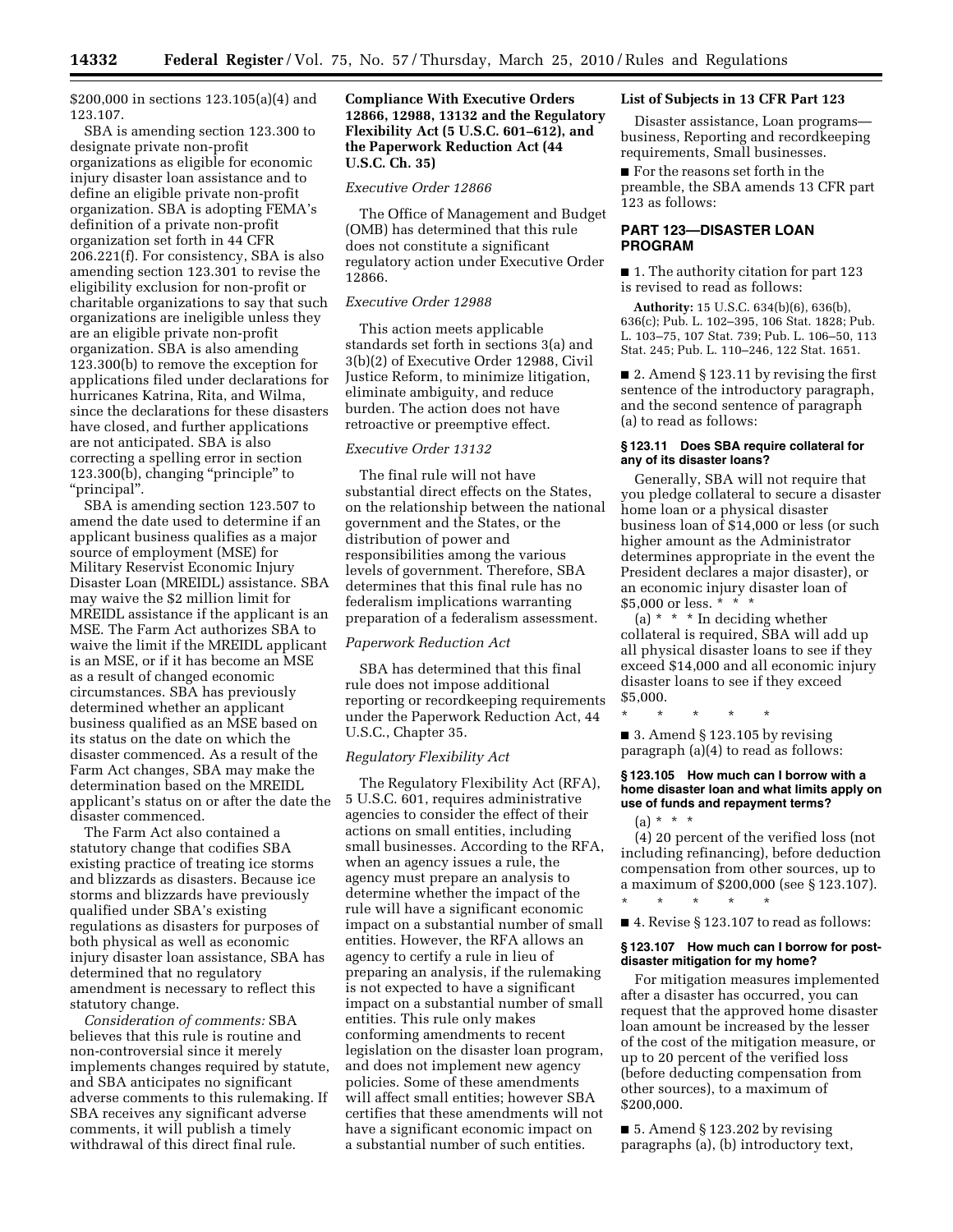$200,000 in sections 123.105(a)(4) and 123.107.

SBA is amending section 123.300 to designate private non-profit organizations as eligible for economic injury disaster loan assistance and to define an eligible private non-profit organization. SBA is adopting FEMA's definition of a private non-profit organization set forth in 44 CFR 206.221(f). For consistency, SBA is also amending section 123.301 to revise the eligibility exclusion for non-profit or charitable organizations to say that such organizations are ineligible unless they are an eligible private non-profit organization. SBA is also amending 123.300(b) to remove the exception for applications filed under declarations for hurricanes Katrina, Rita, and Wilma, since the declarations for these disasters have closed, and further applications are not anticipated. SBA is also correcting a spelling error in section 123.300(b), changing "principle" to "principal".

SBA is amending section 123.507 to amend the date used to determine if an applicant business qualifies as a major source of employment (MSE) for Military Reservist Economic Injury Disaster Loan (MREIDL) assistance. SBA may waive the $2 million limit for MREIDL assistance if the applicant is an MSE. The Farm Act authorizes SBA to waive the limit if the MREIDL applicant is an MSE, or if it has become an MSE as a result of changed economic circumstances. SBA has previously determined whether an applicant business qualified as an MSE based on its status on the date on which the disaster commenced. As a result of the Farm Act changes, SBA may make the determination based on the MREIDL applicant's status on or after the date the disaster commenced.

The Farm Act also contained a statutory change that codifies SBA existing practice of treating ice storms and blizzards as disasters. Because ice storms and blizzards have previously qualified under SBA's existing regulations as disasters for purposes of both physical as well as economic injury disaster loan assistance, SBA has determined that no regulatory amendment is necessary to reflect this statutory change.

*Consideration of comments:* SBA believes that this rule is routine and non-controversial since it merely implements changes required by statute, and SBA anticipates no significant adverse comments to this rulemaking. If SBA receives any significant adverse comments, it will publish a timely withdrawal of this direct final rule.

**Compliance With Executive Orders 12866, 12988, 13132 and the Regulatory Flexibility Act (5 U.S.C. 601–612), and the Paperwork Reduction Act (44 U.S.C. Ch. 35)**

*Executive Order 12866*

The Office of Management and Budget (OMB) has determined that this rule does not constitute a significant regulatory action under Executive Order 12866.

*Executive Order 12988*

This action meets applicable standards set forth in sections 3(a) and 3(b)(2) of Executive Order 12988, Civil Justice Reform, to minimize litigation, eliminate ambiguity, and reduce burden. The action does not have retroactive or preemptive effect.

*Executive Order 13132*

The final rule will not have substantial direct effects on the States, on the relationship between the national government and the States, or the distribution of power and responsibilities among the various levels of government. Therefore, SBA determines that this final rule has no federalism implications warranting preparation of a federalism assessment.

*Paperwork Reduction Act*

SBA has determined that this final rule does not impose additional reporting or recordkeeping requirements under the Paperwork Reduction Act, 44 U.S.C., Chapter 35.

*Regulatory Flexibility Act*

The Regulatory Flexibility Act (RFA), 5 U.S.C. 601, requires administrative agencies to consider the effect of their actions on small entities, including small businesses. According to the RFA, when an agency issues a rule, the agency must prepare an analysis to determine whether the impact of the rule will have a significant economic impact on a substantial number of small entities. However, the RFA allows an agency to certify a rule in lieu of preparing an analysis, if the rulemaking is not expected to have a significant impact on a substantial number of small entities. This rule only makes conforming amendments to recent legislation on the disaster loan program, and does not implement new agency policies. Some of these amendments will affect small entities; however SBA certifies that these amendments will not have a significant economic impact on a substantial number of such entities.

**List of Subjects in 13 CFR Part 123**

Disaster assistance, Loan programs—business, Reporting and recordkeeping requirements, Small businesses.

■ For the reasons set forth in the preamble, the SBA amends 13 CFR part 123 as follows:

## PART 123—DISASTER LOAN PROGRAM

■ 1. The authority citation for part 123 is revised to read as follows:

**Authority:** 15 U.S.C. 634(b)(6), 636(b), 636(c); Pub. L. 102–395, 106 Stat. 1828; Pub. L. 103–75, 107 Stat. 739; Pub. L. 106–50, 113 Stat. 245; Pub. L. 110–246, 122 Stat. 1651.

■ 2. Amend § 123.11 by revising the first sentence of the introductory paragraph, and the second sentence of paragraph (a) to read as follows:

### § 123.11 Does SBA require collateral for any of its disaster loans?

Generally, SBA will not require that you pledge collateral to secure a disaster home loan or a physical disaster business loan of $14,000 or less (or such higher amount as the Administrator determines appropriate in the event the President declares a major disaster), or an economic injury disaster loan of $5,000 or less. * * *

(a) * * * In deciding whether collateral is required, SBA will add up all physical disaster loans to see if they exceed $14,000 and all economic injury disaster loans to see if they exceed $5,000.

\* \* \* \* \*

■ 3. Amend § 123.105 by revising paragraph (a)(4) to read as follows:

### § 123.105 How much can I borrow with a home disaster loan and what limits apply on use of funds and repayment terms?

(a) * * *

(4) 20 percent of the verified loss (not including refinancing), before deduction compensation from other sources, up to a maximum of $200,000 (see § 123.107).

\* \* \* \* \*

■ 4. Revise § 123.107 to read as follows:

### § 123.107 How much can I borrow for post-disaster mitigation for my home?

For mitigation measures implemented after a disaster has occurred, you can request that the approved home disaster loan amount be increased by the lesser of the cost of the mitigation measure, or up to 20 percent of the verified loss (before deducting compensation from other sources), to a maximum of $200,000.

■ 5. Amend § 123.202 by revising paragraphs (a), (b) introductory text,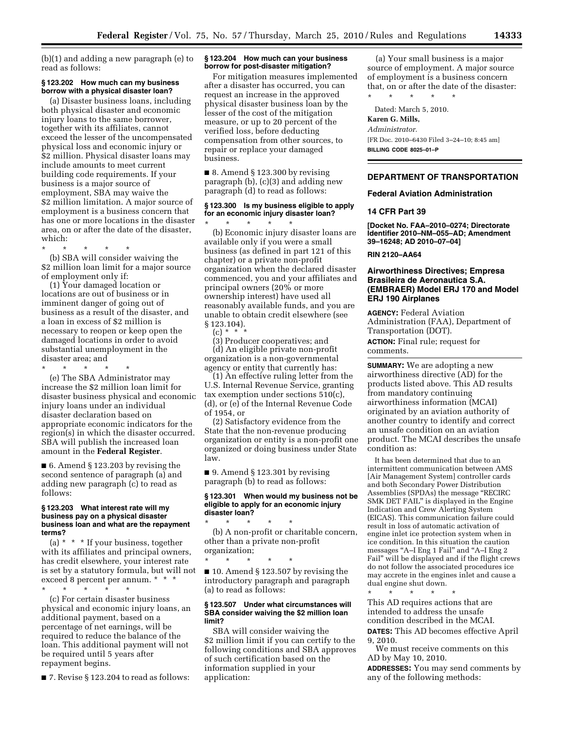(b)(1) and adding a new paragraph (e) to read as follows:

**§ 123.202 How much can my business borrow with a physical disaster loan?**

(a) Disaster business loans, including both physical disaster and economic injury loans to the same borrower, together with its affiliates, cannot exceed the lesser of the uncompensated physical loss and economic injury or $2 million. Physical disaster loans may include amounts to meet current building code requirements. If your business is a major source of employment, SBA may waive the $2 million limitation. A major source of employment is a business concern that has one or more locations in the disaster area, on or after the date of the disaster, which:

\* \* \* \* \*

(b) SBA will consider waiving the $2 million loan limit for a major source of employment only if:

(1) Your damaged location or locations are out of business or in imminent danger of going out of business as a result of the disaster, and a loan in excess of $2 million is necessary to reopen or keep open the damaged locations in order to avoid substantial unemployment in the disaster area; and

\* \* \* \* \*

(e) The SBA Administrator may increase the $2 million loan limit for disaster business physical and economic injury loans under an individual disaster declaration based on appropriate economic indicators for the region(s) in which the disaster occurred. SBA will publish the increased loan amount in the **Federal Register**.

■ 6. Amend § 123.203 by revising the second sentence of paragraph (a) and adding new paragraph (c) to read as follows:

**§ 123.203 What interest rate will my business pay on a physical disaster business loan and what are the repayment terms?**

(a) \* \* \* If your business, together with its affiliates and principal owners, has credit elsewhere, your interest rate is set by a statutory formula, but will not exceed 8 percent per annum. \* \* \*

\* \* \* \* \*

(c) For certain disaster business physical and economic injury loans, an additional payment, based on a percentage of net earnings, will be required to reduce the balance of the loan. This additional payment will not be required until 5 years after repayment begins.

■ 7. Revise § 123.204 to read as follows:

**§ 123.204 How much can your business borrow for post-disaster mitigation?**

For mitigation measures implemented after a disaster has occurred, you can request an increase in the approved physical disaster business loan by the lesser of the cost of the mitigation measure, or up to 20 percent of the verified loss, before deducting compensation from other sources, to repair or replace your damaged business.

■ 8. Amend § 123.300 by revising paragraph (b), (c)(3) and adding new paragraph (d) to read as follows:

**§ 123.300 Is my business eligible to apply for an economic injury disaster loan?**

\* \* \* \* \*

(b) Economic injury disaster loans are available only if you were a small business (as defined in part 121 of this chapter) or a private non-profit organization when the declared disaster commenced, you and your affiliates and principal owners (20% or more ownership interest) have used all reasonably available funds, and you are unable to obtain credit elsewhere (see § 123.104).

(c) \* \* \*

(3) Producer cooperatives; and

(d) An eligible private non-profit organization is a non-governmental agency or entity that currently has:

(1) An effective ruling letter from the U.S. Internal Revenue Service, granting tax exemption under sections 510(c), (d), or (e) of the Internal Revenue Code of 1954, or

(2) Satisfactory evidence from the State that the non-revenue producing organization or entity is a non-profit one organized or doing business under State law.

■ 9. Amend § 123.301 by revising paragraph (b) to read as follows:

**§ 123.301 When would my business not be eligible to apply for an economic injury disaster loan?**

\* \* \* \* \*

(b) A non-profit or charitable concern, other than a private non-profit organization;

\* \* \* \* \*

■ 10. Amend § 123.507 by revising the introductory paragraph and paragraph (a) to read as follows:

**§ 123.507 Under what circumstances will SBA consider waiving the $2 million loan limit?**

SBA will consider waiving the $2 million limit if you can certify to the following conditions and SBA approves of such certification based on the information supplied in your application:

(a) Your small business is a major source of employment. A major source of employment is a business concern that, on or after the date of the disaster:

\* \* \* \* \*

Dated: March 5, 2010.

**Karen G. Mills,**

*Administrator.*

[FR Doc. 2010–6430 Filed 3–24–10; 8:45 am]

**BILLING CODE 8025–01–P**

## DEPARTMENT OF TRANSPORTATION

### Federal Aviation Administration

### 14 CFR Part 39

**[Docket No. FAA–2010–0274; Directorate Identifier 2010–NM–055–AD; Amendment 39–16248; AD 2010–07–04]**

**RIN 2120–AA64**

## Airworthiness Directives; Empresa Brasileira de Aeronautica S.A. (EMBRAER) Model ERJ 170 and Model ERJ 190 Airplanes

**AGENCY:** Federal Aviation Administration (FAA), Department of Transportation (DOT).

**ACTION:** Final rule; request for comments.

**SUMMARY:** We are adopting a new airworthiness directive (AD) for the products listed above. This AD results from mandatory continuing airworthiness information (MCAI) originated by an aviation authority of another country to identify and correct an unsafe condition on an aviation product. The MCAI describes the unsafe condition as:

> It has been determined that due to an intermittent communication between AMS [Air Management System] controller cards and both Secondary Power Distribution Assemblies (SPDAs) the message "RECIRC SMK DET FAIL" is displayed in the Engine Indication and Crew Alerting System (EICAS). This communication failure could result in loss of automatic activation of engine inlet ice protection system when in ice condition. In this situation the caution messages "A–I Eng 1 Fail" and "A–I Eng 2 Fail" will be displayed and if the flight crews do not follow the associated procedures ice may accrete in the engines inlet and cause a dual engine shut down.

\* \* \* \* \*

This AD requires actions that are intended to address the unsafe condition described in the MCAI.

**DATES:** This AD becomes effective April 9, 2010.

We must receive comments on this AD by May 10, 2010.

**ADDRESSES:** You may send comments by any of the following methods: